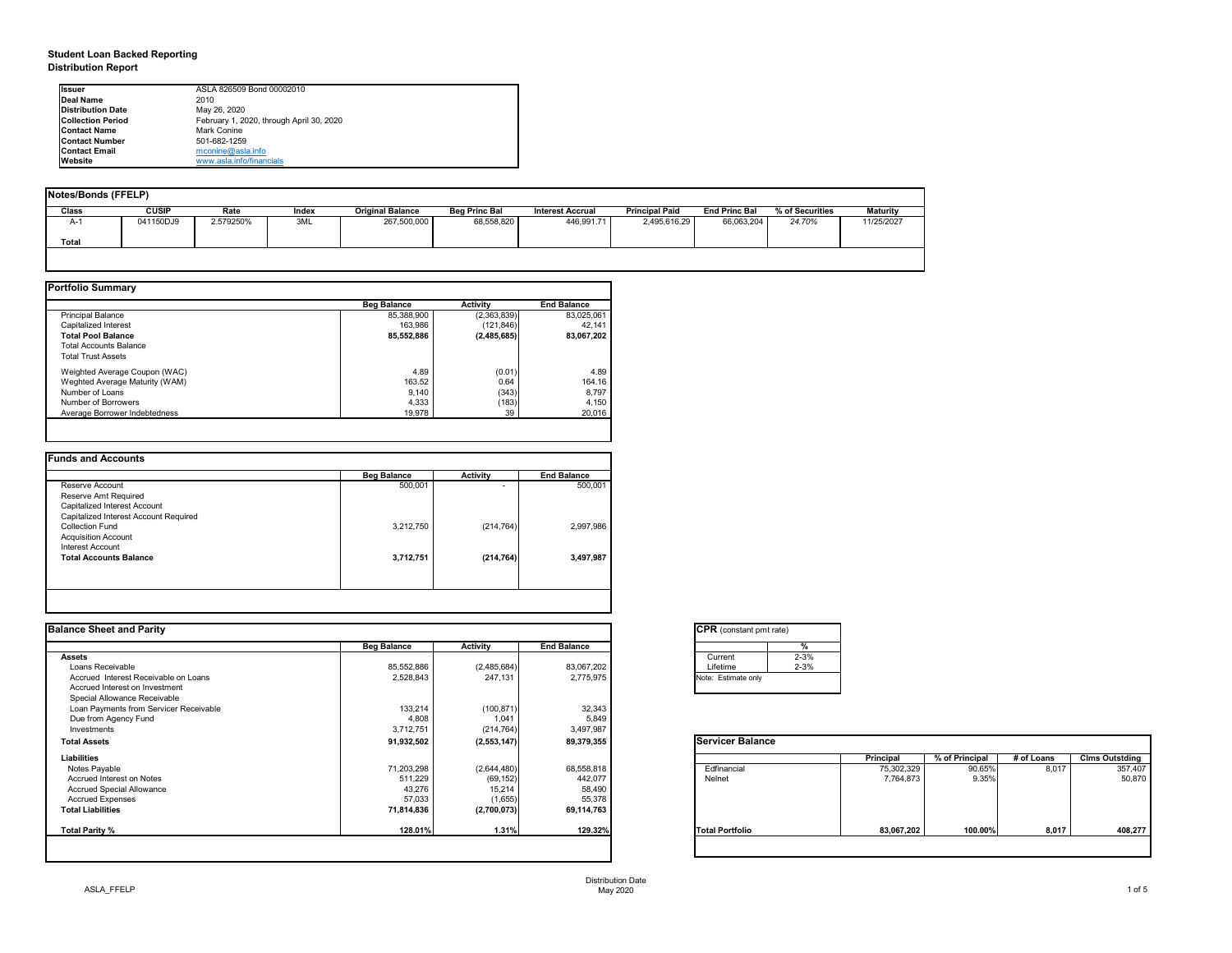# Student Loan Backed Reporting

## Distribution Report

| | |
|---|---|
| **Issuer** | ASLA 826509 Bond 00002010 |
| **Deal Name** | 2010 |
| **Distribution Date** | May 26, 2020 |
| **Collection Period** | February 1, 2020, through April 30, 2020 |
| **Contact Name** | Mark Conine |
| **Contact Number** | 501-682-1259 |
| **Contact Email** | mconine@asla.info |
| **Website** | www.asla.info/financials |

### Notes/Bonds (FFELP)

| Class | CUSIP | Rate | Index | Original Balance | Beg Princ Bal | Interest Accrual | Principal Paid | End Princ Bal | % of Securities | Maturity |
|---|---|---|---|---|---|---|---|---|---|---|
| A-1 | 041150DJ9 | 2.579250% | 3ML | 267,500,000 | 68,558,820 | 446,991.71 | 2,495,616.29 | 66,063,204 | *24.70%* | 11/25/2027 |
| **Total** | | | | | | | | | | |

### Portfolio Summary

| | Beg Balance | Activity | End Balance |
|---|---|---|---|
| Principal Balance | 85,388,900 | (2,363,839) | 83,025,061 |
| Capitalized Interest | 163,986 | (121,846) | 42,141 |
| **Total Pool Balance** | **85,552,886** | **(2,485,685)** | **83,067,202** |
| Total Accounts Balance | | | |
| Total Trust Assets | | | |
| Weighted Average Coupon (WAC) | 4.89 | (0.01) | 4.89 |
| Weghted Average Maturity (WAM) | 163.52 | 0.64 | 164.16 |
| Number of Loans | 9,140 | (343) | 8,797 |
| Number of Borrowers | 4,333 | (183) | 4,150 |
| Average Borrower Indebtedness | 19,978 | 39 | 20,016 |

### Funds and Accounts

| | Beg Balance | Activity | End Balance |
|---|---|---|---|
| Reserve Account | 500,001 | - | 500,001 |
| Reserve Amt Required | | | |
| Capitalized Interest Account | | | |
| Capitalized Interest Account Required | | | |
| Collection Fund | 3,212,750 | (214,764) | 2,997,986 |
| Acquisition Account | | | |
| Interest Account | | | |
| **Total Accounts Balance** | **3,712,751** | **(214,764)** | **3,497,987** |

### Balance Sheet and Parity

| | Beg Balance | Activity | End Balance |
|---|---|---|---|
| **Assets** | | | |
| Loans Receivable | 85,552,886 | (2,485,684) | 83,067,202 |
| Accrued Interest Receivable on Loans | 2,528,843 | 247,131 | 2,775,975 |
| Accrued Interest on Investment | | | |
| Special Allowance Receivable | | | |
| Loan Payments from Servicer Receivable | 133,214 | (100,871) | 32,343 |
| Due from Agency Fund | 4,808 | 1,041 | 5,849 |
| Investments | 3,712,751 | (214,764) | 3,497,987 |
| **Total Assets** | **91,932,502** | **(2,553,147)** | **89,379,355** |
| **Liabilities** | | | |
| Notes Payable | 71,203,298 | (2,644,480) | 68,558,818 |
| Accrued Interest on Notes | 511,229 | (69,152) | 442,077 |
| Accrued Special Allowance | 43,276 | 15,214 | 58,490 |
| Accrued Expenses | 57,033 | (1,655) | 55,378 |
| **Total Liabilities** | **71,814,836** | **(2,700,073)** | **69,114,763** |
| **Total Parity %** | **128.01%** | **1.31%** | **129.32%** |

### CPR (constant pmt rate)

| | % |
|---|---|
| Current | 2-3% |
| Lifetime | 2-3% |

Note: Estimate only

### Servicer Balance

| | Principal | % of Principal | # of Loans | Clms Outstding |
|---|---|---|---|---|
| Edfinancial | 75,302,329 | 90.65% | 8,017 | 357,407 |
| Nelnet | 7,764,873 | 9.35% | | 50,870 |
| **Total Portfolio** | **83,067,202** | **100.00%** | **8,017** | **408,277** |

ASLA_FFELP

Distribution Date
May 2020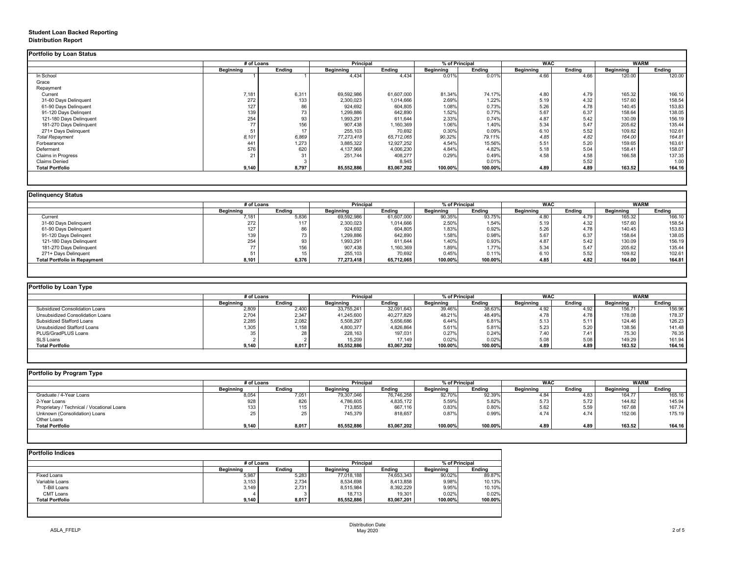**Student Loan Backed Reporting**
**Distribution Report**

### Portfolio by Loan Status

| | # of Loans | | Principal | | % of Principal | | WAC | | WARM | |
|---|---|---|---|---|---|---|---|---|---|---|
| | Beginning | Ending | Beginning | Ending | Beginning | Ending | Beginning | Ending | Beginning | Ending |
| In School | 1 | 1 | 4,434 | 4,434 | 0.01% | 0.01% | 4.66 | 4.66 | 120.00 | 120.00 |
| Grace | | | | | | | | | | |
| Repayment | | | | | | | | | | |
| Current | 7,181 | 6,311 | 69,592,986 | 61,607,000 | 81.34% | 74.17% | 4.80 | 4.79 | 165.32 | 166.10 |
| 31-60 Days Delinquent | 272 | 133 | 2,300,023 | 1,014,666 | 2.69% | 1.22% | 5.19 | 4.32 | 157.60 | 158.54 |
| 61-90 Days Delinquent | 127 | 86 | 924,692 | 604,805 | 1.08% | 0.73% | 5.26 | 4.78 | 140.45 | 153.83 |
| 91-120 Days Delingent | 139 | 73 | 1,299,886 | 642,890 | 1.52% | 0.77% | 5.67 | 6.37 | 158.64 | 138.05 |
| 121-180 Days Delinquent | 254 | 93 | 1,993,291 | 611,644 | 2.33% | 0.74% | 4.87 | 5.42 | 130.09 | 156.19 |
| 181-270 Days Delinquent | 77 | 156 | 907,438 | 1,160,369 | 1.06% | 1.40% | 5.34 | 5.47 | 205.62 | 135.44 |
| 271+ Days Delinquent | 51 | 17 | 255,103 | 70,692 | 0.30% | 0.09% | 6.10 | 5.52 | 109.82 | 102.61 |
| *Total Repayment* | *8,101* | *6,869* | *77,273,418* | *65,712,065* | *90.32%* | *79.11%* | *4.85* | *4.82* | *164.00* | *164.81* |
| Forbearance | 441 | 1,273 | 3,885,322 | 12,927,252 | 4.54% | 15.56% | 5.51 | 5.20 | 159.65 | 163.61 |
| Deferment | 576 | 620 | 4,137,968 | 4,006,230 | 4.84% | 4.82% | 5.18 | 5.04 | 158.41 | 158.07 |
| Claims in Progress | 21 | 31 | 251,744 | 408,277 | 0.29% | 0.49% | 4.58 | 4.58 | 166.58 | 137.35 |
| Claims Denied | | 3 | | 8,945 | | 0.01% | | 5.52 | | 1.00 |
| **Total Portfolio** | **9,140** | **8,797** | **85,552,886** | **83,067,202** | **100.00%** | **100.00%** | **4.89** | **4.89** | **163.52** | **164.16** |

### Delinquency Status

| | # of Loans | | Principal | | % of Principal | | WAC | | WARM | |
|---|---|---|---|---|---|---|---|---|---|---|
| | Beginning | Ending | Beginning | Ending | Beginning | Ending | Beginning | Ending | Beginning | Ending |
| Current | 7,181 | 5,836 | 69,592,986 | 61,607,000 | 90.35% | 93.75% | 4.80 | 4.79 | 165.32 | 166.10 |
| 31-60 Days Delinquent | 272 | 117 | 2,300,023 | 1,014,666 | 2.50% | 1.54% | 5.19 | 4.32 | 157.60 | 158.54 |
| 61-90 Days Delinquent | 127 | 86 | 924,692 | 604,805 | 1.83% | 0.92% | 5.26 | 4.78 | 140.45 | 153.83 |
| 91-120 Days Delingent | 139 | 73 | 1,299,886 | 642,890 | 1.58% | 0.98% | 5.67 | 6.37 | 158.64 | 138.05 |
| 121-180 Days Delinquent | 254 | 93 | 1,993,291 | 611,644 | 1.40% | 0.93% | 4.87 | 5.42 | 130.09 | 156.19 |
| 181-270 Days Delinquent | 77 | 156 | 907,438 | 1,160,369 | 1.89% | 1.77% | 5.34 | 5.47 | 205.62 | 135.44 |
| 271+ Days Delinquent | 51 | 15 | 255,103 | 70,692 | 0.45% | 0.11% | 6.10 | 5.52 | 109.82 | 102.61 |
| **Total Portfolio in Repayment** | **8,101** | **6,376** | **77,273,418** | **65,712,065** | **100.00%** | **100.00%** | **4.85** | **4.82** | **164.00** | **164.81** |

### Portfolio by Loan Type

| | # of Loans | | Principal | | % of Principal | | WAC | | WARM | |
|---|---|---|---|---|---|---|---|---|---|---|
| | Beginning | Ending | Beginning | Ending | Beginning | Ending | Beginning | Ending | Beginning | Ending |
| Subsidized Consolidation Loans | 2,809 | 2,400 | 33,755,241 | 32,091,643 | 39.46% | 38.63% | 4.92 | 4.92 | 156.71 | 156.96 |
| Unsubsidized Consolidation Loans | 2,704 | 2,347 | 41,245,600 | 40,277,829 | 48.21% | 48.49% | 4.78 | 4.78 | 178.08 | 178.37 |
| Subsidized Stafford Loans | 2,285 | 2,082 | 5,508,297 | 5,656,686 | 6.44% | 6.81% | 5.13 | 5.11 | 124.46 | 126.23 |
| Unsubsidized Stafford Loans | 1,305 | 1,158 | 4,800,377 | 4,826,864 | 5.61% | 5.81% | 5.23 | 5.20 | 138.56 | 141.48 |
| PLUS/GradPLUS Loans | 35 | 28 | 228,163 | 197,031 | 0.27% | 0.24% | 7.40 | 7.41 | 75.30 | 76.35 |
| SLS Loans | 2 | 2 | 15,209 | 17,149 | 0.02% | 0.02% | 5.08 | 5.08 | 149.29 | 161.94 |
| **Total Portfolio** | **9,140** | **8,017** | **85,552,886** | **83,067,202** | **100.00%** | **100.00%** | **4.89** | **4.89** | **163.52** | **164.16** |

### Portfolio by Program Type

| | # of Loans | | Principal | | % of Principal | | WAC | | WARM | |
|---|---|---|---|---|---|---|---|---|---|---|
| | Beginning | Ending | Beginning | Ending | Beginning | Ending | Beginning | Ending | Beginning | Ending |
| Graduate / 4-Year Loans | 8,054 | 7,051 | 79,307,046 | 76,746,258 | 92.70% | 92.39% | 4.84 | 4.83 | 164.77 | 165.16 |
| 2-Year Loans | 928 | 826 | 4,786,605 | 4,835,172 | 5.59% | 5.82% | 5.73 | 5.72 | 144.82 | 145.94 |
| Proprietary / Technical / Vocational Loans | 133 | 115 | 713,855 | 667,116 | 0.83% | 0.80% | 5.62 | 5.59 | 167.68 | 167.74 |
| Unknown (Consolidation) Loans | 25 | 25 | 745,379 | 818,657 | 0.87% | 0.99% | 4.74 | 4.74 | 152.06 | 175.19 |
| Other Loans | | | | | | | | | | |
| **Total Portfolio** | **9,140** | **8,017** | **85,552,886** | **83,067,202** | **100.00%** | **100.00%** | **4.89** | **4.89** | **163.52** | **164.16** |

### Portfolio Indices

| | # of Loans | | Principal | | % of Principal | |
|---|---|---|---|---|---|---|
| | Beginning | Ending | Beginning | Ending | Beginning | Ending |
| Fixed Loans | 5,987 | 5,283 | 77,018,188 | 74,653,343 | 90.02% | 89.87% |
| Variable Loans | 3,153 | 2,734 | 8,534,698 | 8,413,858 | 9.98% | 10.13% |
| T-Bill Loans | 3,149 | 2,731 | 8,515,984 | 8,392,229 | 9.95% | 10.10% |
| CMT Loans | 4 | 3 | 18,713 | 19,301 | 0.02% | 0.02% |
| **Total Portfolio** | **9,140** | **8,017** | **85,552,886** | **83,067,201** | **100.00%** | **100.00%** |

ASLA_FFELP

Distribution Date
May 2020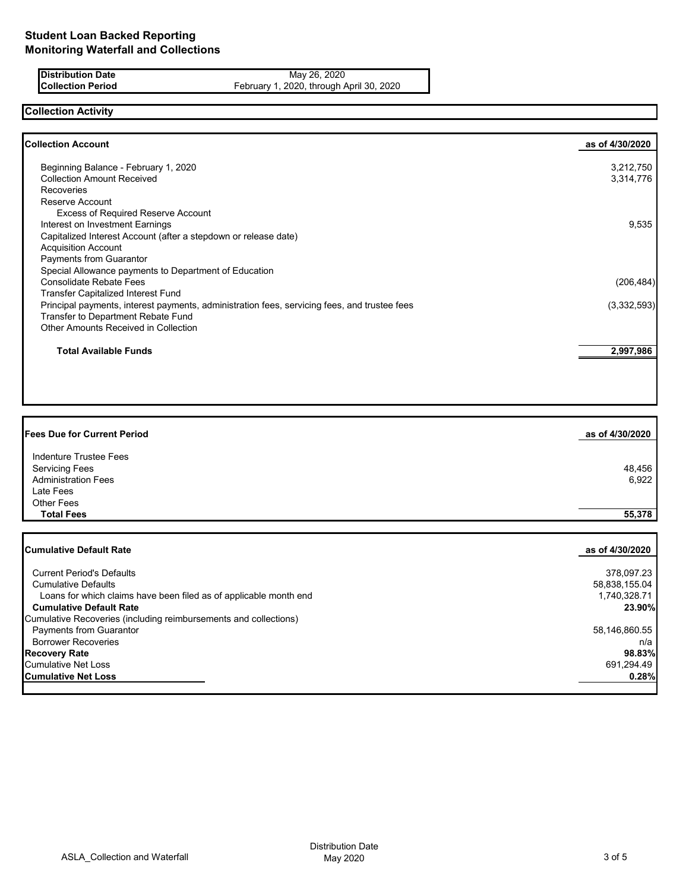# Student Loan Backed Reporting
# Monitoring Waterfall and Collections

| | |
|---|---|
| **Distribution Date** | May 26, 2020 |
| **Collection Period** | February 1, 2020, through April 30, 2020 |

## Collection Activity

| **Collection Account** | **as of 4/30/2020** |
|---|---|
| Beginning Balance - February 1, 2020 | 3,212,750 |
| Collection Amount Received | 3,314,776 |
| Recoveries | |
| Reserve Account | |
| Excess of Required Reserve Account | |
| Interest on Investment Earnings | 9,535 |
| Capitalized Interest Account (after a stepdown or release date) | |
| Acquisition Account | |
| Payments from Guarantor | |
| Special Allowance payments to Department of Education | |
| Consolidate Rebate Fees | (206,484) |
| Transfer Capitalized Interest Fund | |
| Principal payments, interest payments, administration fees, servicing fees, and trustee fees | (3,332,593) |
| Transfer to Department Rebate Fund | |
| Other Amounts Received in Collection | |
| **Total Available Funds** | **2,997,986** |

| **Fees Due for Current Period** | **as of 4/30/2020** |
|---|---|
| Indenture Trustee Fees | |
| Servicing Fees | 48,456 |
| Administration Fees | 6,922 |
| Late Fees | |
| Other Fees | |
| **Total Fees** | **55,378** |

| **Cumulative Default Rate** | **as of 4/30/2020** |
|---|---|
| Current Period's Defaults | 378,097.23 |
| Cumulative Defaults | 58,838,155.04 |
| Loans for which claims have been filed as of applicable month end | 1,740,328.71 |
| **Cumulative Default Rate** | **23.90%** |
| Cumulative Recoveries (including reimbursements and collections) | |
| Payments from Guarantor | 58,146,860.55 |
| Borrower Recoveries | n/a |
| **Recovery Rate** | **98.83%** |
| Cumulative Net Loss | 691,294.49 |
| **Cumulative Net Loss** | **0.28%** |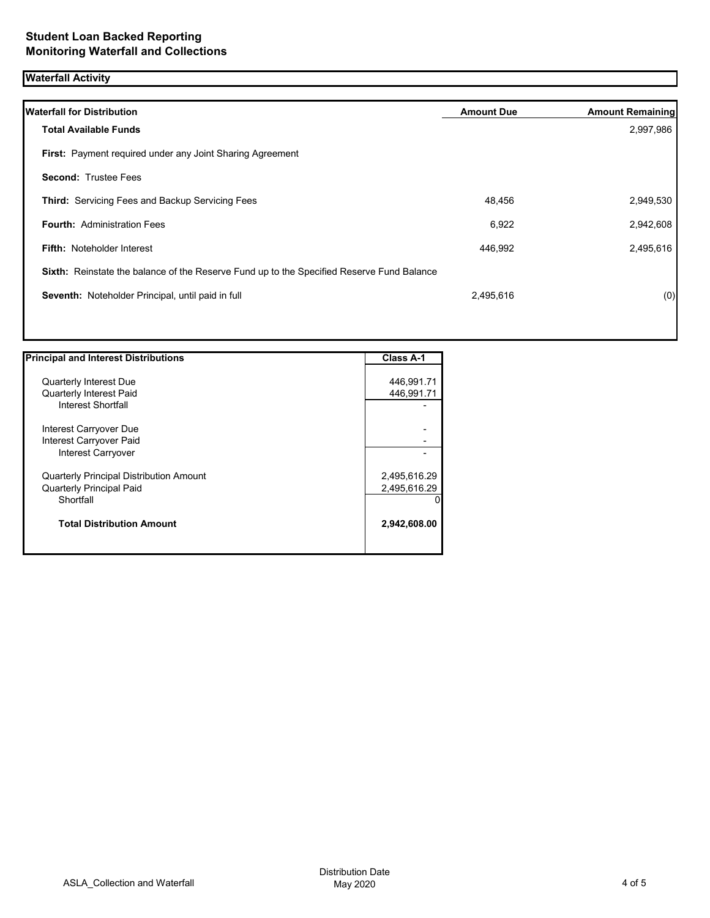# Student Loan Backed Reporting
# Monitoring Waterfall and Collections

## Waterfall Activity

| Waterfall for Distribution | Amount Due | Amount Remaining |
|---|---|---|
| **Total Available Funds** | | 2,997,986 |
| **First:** Payment required under any Joint Sharing Agreement | | |
| **Second:** Trustee Fees | | |
| **Third:** Servicing Fees and Backup Servicing Fees | 48,456 | 2,949,530 |
| **Fourth:** Administration Fees | 6,922 | 2,942,608 |
| **Fifth:** Noteholder Interest | 446,992 | 2,495,616 |
| **Sixth:** Reinstate the balance of the Reserve Fund up to the Specified Reserve Fund Balance | | |
| **Seventh:** Noteholder Principal, until paid in full | 2,495,616 | (0) |

| Principal and Interest Distributions | Class A-1 |
|---|---|
| Quarterly Interest Due | 446,991.71 |
| Quarterly Interest Paid | 446,991.71 |
| Interest Shortfall | - |
| Interest Carryover Due | - |
| Interest Carryover Paid | - |
| Interest Carryover | - |
| Quarterly Principal Distribution Amount | 2,495,616.29 |
| Quarterly Principal Paid | 2,495,616.29 |
| Shortfall | 0 |
| **Total Distribution Amount** | **2,942,608.00** |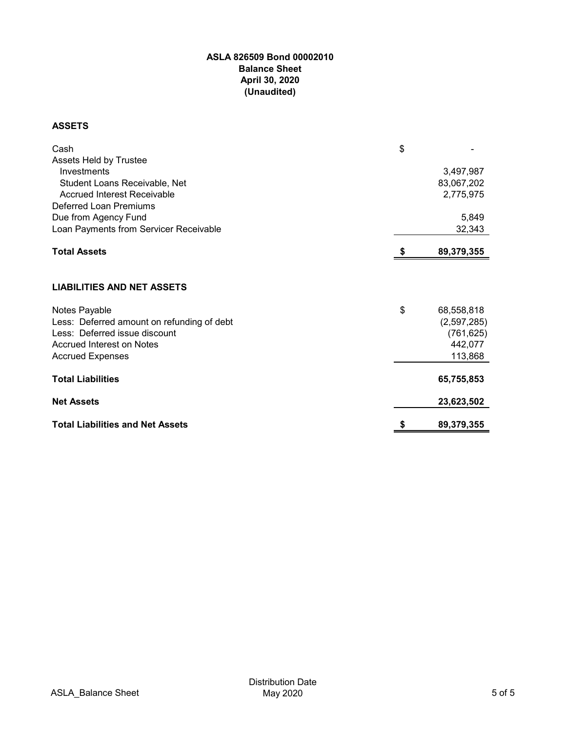**ASLA 826509 Bond 00002010**
**Balance Sheet**
**April 30, 2020**
**(Unaudited)**

**ASSETS**

| | | |
|---|---|---|
| Cash | $ | - |
| Assets Held by Trustee | | |
| Investments | | 3,497,987 |
| Student Loans Receivable, Net | | 83,067,202 |
| Accrued Interest Receivable | | 2,775,975 |
| Deferred Loan Premiums | | |
| Due from Agency Fund | | 5,849 |
| Loan Payments from Servicer Receivable | | 32,343 |
| **Total Assets** | **$** | **89,379,355** |

**LIABILITIES AND NET ASSETS**

| | | |
|---|---|---|
| Notes Payable | $ | 68,558,818 |
| Less: Deferred amount on refunding of debt | | (2,597,285) |
| Less: Deferred issue discount | | (761,625) |
| Accrued Interest on Notes | | 442,077 |
| Accrued Expenses | | 113,868 |
| **Total Liabilities** | | **65,755,853** |
| **Net Assets** | | **23,623,502** |
| **Total Liabilities and Net Assets** | **$** | **89,379,355** |

ASLA_Balance Sheet

Distribution Date
May 2020